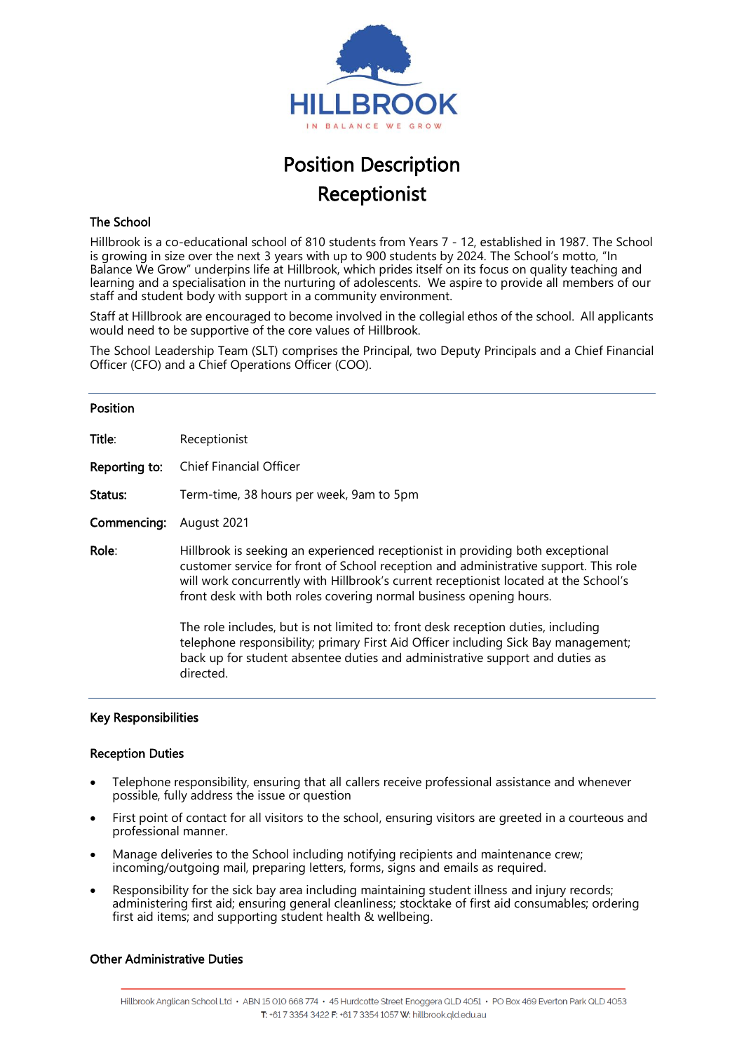# Position Description

# Receptionist

## The School

Hillbrook is a co-educational school of 810 students from Years 7 - 12, established in 1987. The School is growing in size over the next 3 years with up to 900 students by 2024. The School's motto, "In Balance We Grow" underpins life at Hillbrook, which prides itself on its focus on quality teaching and learning and a specialisation in the nurturing of adolescents. We aspire to provide all members of our staff and student body with support in a community environment.

Staff at Hillbrook are encouraged to become involved in the collegial ethos of the school. All applicants would need to be supportive of the core values of Hillbrook.

The School Leadership Team (SLT) comprises the Principal, two Deputy Principals and a Chief Financial Officer (CFO) and a Chief Operations Officer (COO).

---

## Position

**Title**: Receptionist

**Reporting to:** Chief Financial Officer

**Status:** Term-time, 38 hours per week, 9am to 5pm

**Commencing:** August 2021

**Role**: Hillbrook is seeking an experienced receptionist in providing both exceptional customer service for front of School reception and administrative support. This role will work concurrently with Hillbrook's current receptionist located at the School's front desk with both roles covering normal business opening hours.

The role includes, but is not limited to: front desk reception duties, including telephone responsibility; primary First Aid Officer including Sick Bay management; back up for student absentee duties and administrative support and duties as directed.

---

## Key Responsibilities

### Reception Duties

- Telephone responsibility, ensuring that all callers receive professional assistance and whenever possible, fully address the issue or question
- First point of contact for all visitors to the school, ensuring visitors are greeted in a courteous and professional manner.
- Manage deliveries to the School including notifying recipients and maintenance crew; incoming/outgoing mail, preparing letters, forms, signs and emails as required.
- Responsibility for the sick bay area including maintaining student illness and injury records; administering first aid; ensuring general cleanliness; stocktake of first aid consumables; ordering first aid items; and supporting student health & wellbeing.

### Other Administrative Duties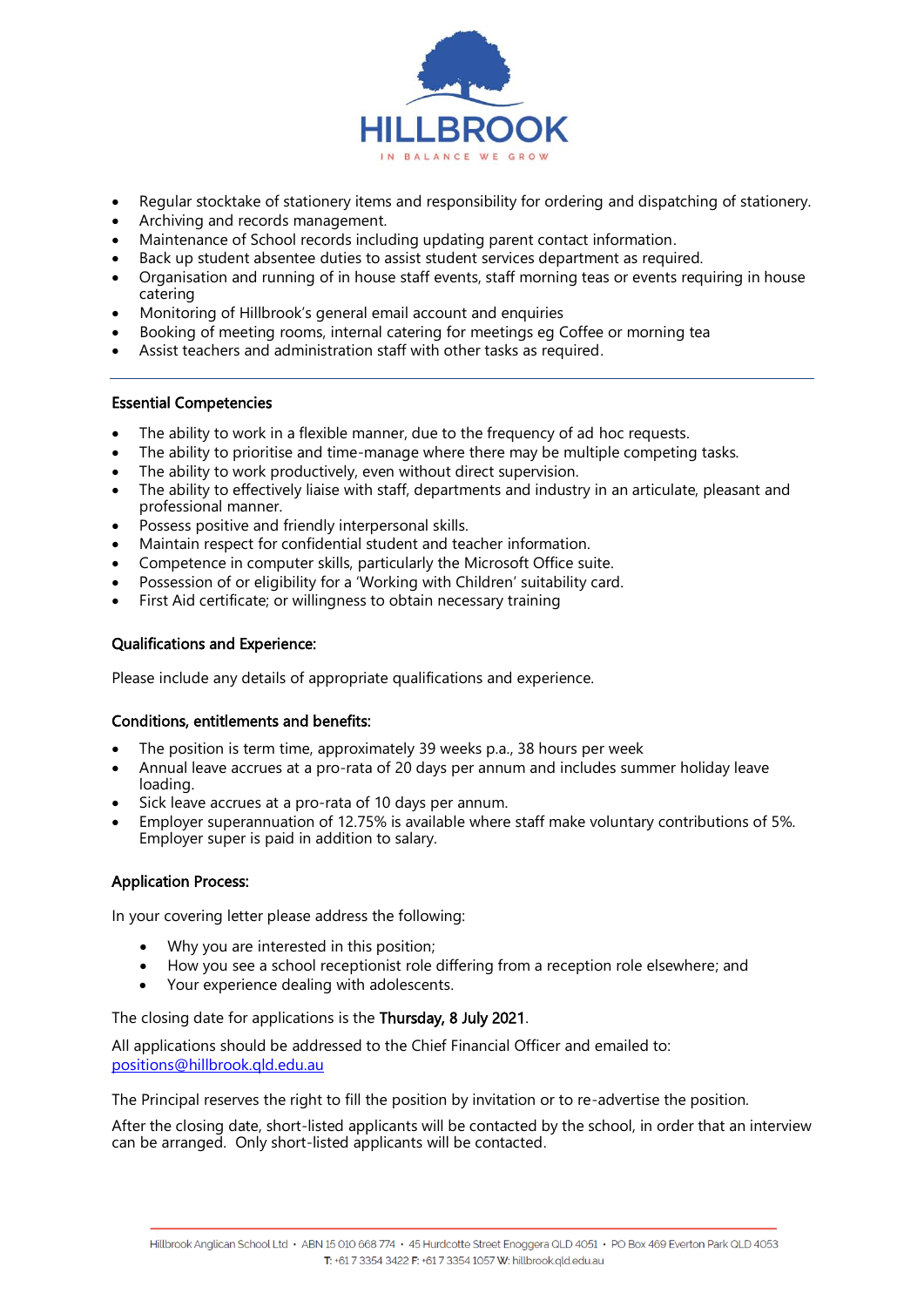- Regular stocktake of stationery items and responsibility for ordering and dispatching of stationery.
- Archiving and records management.
- Maintenance of School records including updating parent contact information.
- Back up student absentee duties to assist student services department as required.
- Organisation and running of in house staff events, staff morning teas or events requiring in house catering
- Monitoring of Hillbrook's general email account and enquiries
- Booking of meeting rooms, internal catering for meetings eg Coffee or morning tea
- Assist teachers and administration staff with other tasks as required.

---

### Essential Competencies

- The ability to work in a flexible manner, due to the frequency of ad hoc requests.
- The ability to prioritise and time-manage where there may be multiple competing tasks.
- The ability to work productively, even without direct supervision.
- The ability to effectively liaise with staff, departments and industry in an articulate, pleasant and professional manner.
- Possess positive and friendly interpersonal skills.
- Maintain respect for confidential student and teacher information.
- Competence in computer skills, particularly the Microsoft Office suite.
- Possession of or eligibility for a 'Working with Children' suitability card.
- First Aid certificate; or willingness to obtain necessary training

### Qualifications and Experience:

Please include any details of appropriate qualifications and experience.

### Conditions, entitlements and benefits:

- The position is term time, approximately 39 weeks p.a., 38 hours per week
- Annual leave accrues at a pro-rata of 20 days per annum and includes summer holiday leave loading.
- Sick leave accrues at a pro-rata of 10 days per annum.
- Employer superannuation of 12.75% is available where staff make voluntary contributions of 5%. Employer super is paid in addition to salary.

### Application Process:

In your covering letter please address the following:

- Why you are interested in this position;
- How you see a school receptionist role differing from a reception role elsewhere; and
- Your experience dealing with adolescents.

The closing date for applications is the **Thursday, 8 July 2021**.

All applications should be addressed to the Chief Financial Officer and emailed to: positions@hillbrook.qld.edu.au

The Principal reserves the right to fill the position by invitation or to re-advertise the position.

After the closing date, short-listed applicants will be contacted by the school, in order that an interview can be arranged. Only short-listed applicants will be contacted.